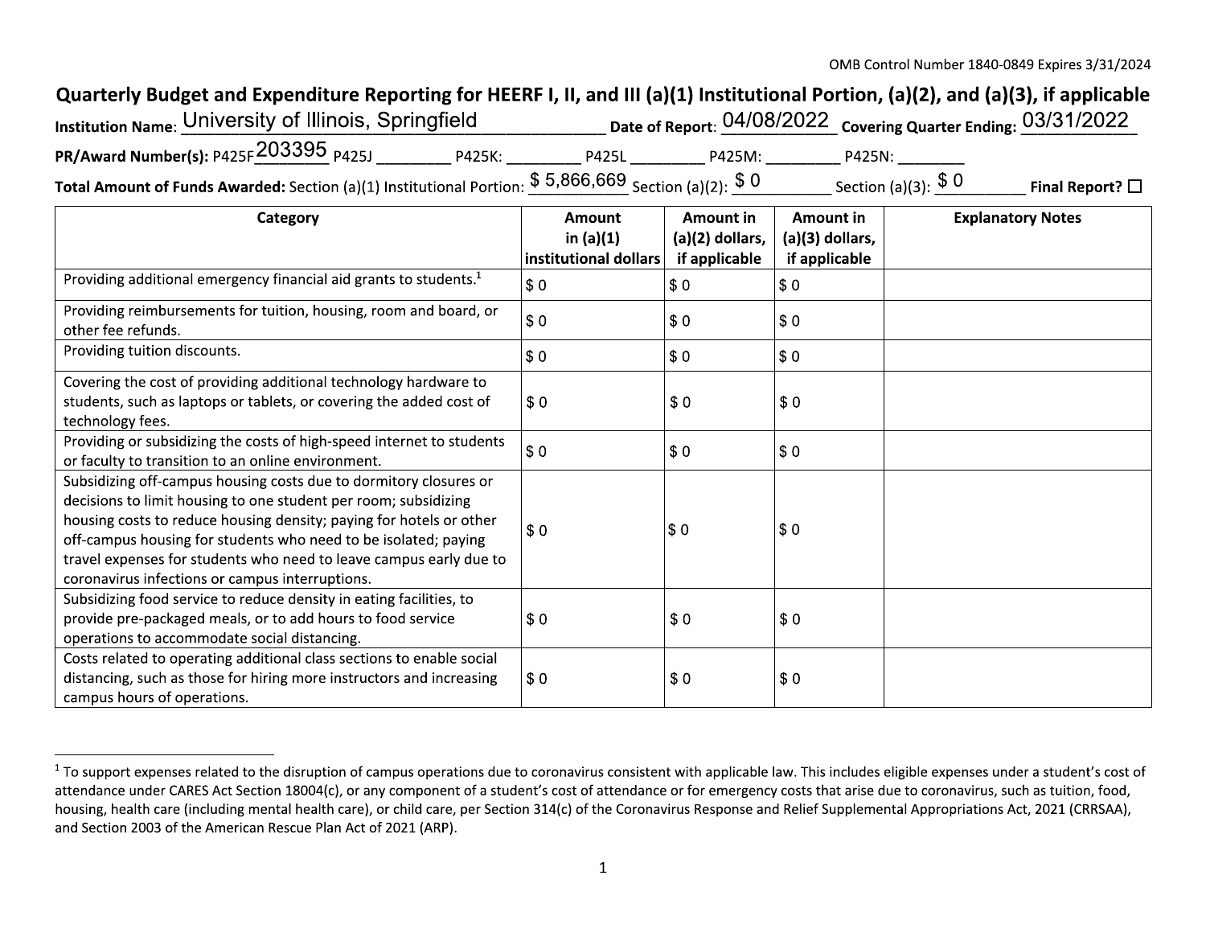OMB Control Number 1840-0849 Expires 3/31/2024

# Quarterly Budget and Expenditure Reporting for HEERF I, II, and III (a)(1) Institutional Portion, (a)(2), and (a)(3), if applicable

**Institution Name**: University of Illinois, Springfield **Date of Report**: 04/08/2022 **Covering Quarter Ending:** 03/31/2022

**PR/Award Number(s):** P425F203395 P425J \_\_\_\_\_\_\_\_ P425K: \_\_\_\_\_\_\_\_ P425L \_\_\_\_\_\_\_\_ P425M: \_\_\_\_\_\_\_\_ P425N: \_\_\_\_\_\_\_\_

**Total Amount of Funds Awarded:** Section (a)(1) Institutional Portion: $ 5,866,669 Section (a)(2): $ 0 Section (a)(3): $ 0 **Final Report?** ☐

| Category | Amount in (a)(1) institutional dollars | Amount in (a)(2) dollars, if applicable | Amount in (a)(3) dollars, if applicable | Explanatory Notes |
|---|---|---|---|---|
| Providing additional emergency financial aid grants to students.[1] | $ 0 | $ 0 | $ 0 | |
| Providing reimbursements for tuition, housing, room and board, or other fee refunds. | $ 0 | $ 0 | $ 0 | |
| Providing tuition discounts. | $ 0 | $ 0 | $ 0 | |
| Covering the cost of providing additional technology hardware to students, such as laptops or tablets, or covering the added cost of technology fees. | $ 0 | $ 0 | $ 0 | |
| Providing or subsidizing the costs of high-speed internet to students or faculty to transition to an online environment. | $ 0 | $ 0 | $ 0 | |
| Subsidizing off-campus housing costs due to dormitory closures or decisions to limit housing to one student per room; subsidizing housing costs to reduce housing density; paying for hotels or other off-campus housing for students who need to be isolated; paying travel expenses for students who need to leave campus early due to coronavirus infections or campus interruptions. | $ 0 | $ 0 | $ 0 | |
| Subsidizing food service to reduce density in eating facilities, to provide pre-packaged meals, or to add hours to food service operations to accommodate social distancing. | $ 0 | $ 0 | $ 0 | |
| Costs related to operating additional class sections to enable social distancing, such as those for hiring more instructors and increasing campus hours of operations. | $ 0 | $ 0 | $ 0 | |

[1] To support expenses related to the disruption of campus operations due to coronavirus consistent with applicable law. This includes eligible expenses under a student's cost of attendance under CARES Act Section 18004(c), or any component of a student's cost of attendance or for emergency costs that arise due to coronavirus, such as tuition, food, housing, health care (including mental health care), or child care, per Section 314(c) of the Coronavirus Response and Relief Supplemental Appropriations Act, 2021 (CRRSAA), and Section 2003 of the American Rescue Plan Act of 2021 (ARP).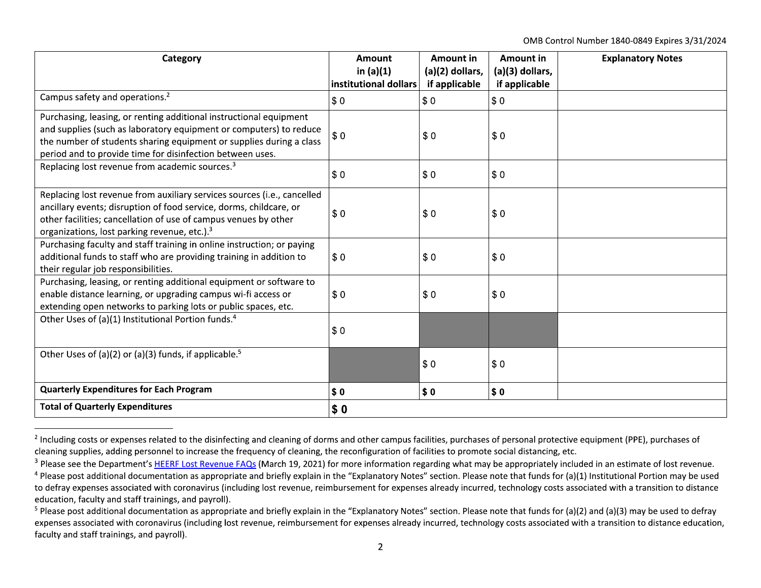| Category | Amount in (a)(1) institutional dollars | Amount in (a)(2) dollars, if applicable | Amount in (a)(3) dollars, if applicable | Explanatory Notes |
|---|---|---|---|---|
| Campus safety and operations.[2] | $ 0 | $ 0 | $ 0 | |
| Purchasing, leasing, or renting additional instructional equipment and supplies (such as laboratory equipment or computers) to reduce the number of students sharing equipment or supplies during a class period and to provide time for disinfection between uses. | $ 0 | $ 0 | $ 0 | |
| Replacing lost revenue from academic sources.[3] | $ 0 | $ 0 | $ 0 | |
| Replacing lost revenue from auxiliary services sources (i.e., cancelled ancillary events; disruption of food service, dorms, childcare, or other facilities; cancellation of use of campus venues by other organizations, lost parking revenue, etc.).[3] | $ 0 | $ 0 | $ 0 | |
| Purchasing faculty and staff training in online instruction; or paying additional funds to staff who are providing training in addition to their regular job responsibilities. | $ 0 | $ 0 | $ 0 | |
| Purchasing, leasing, or renting additional equipment or software to enable distance learning, or upgrading campus wi-fi access or extending open networks to parking lots or public spaces, etc. | $ 0 | $ 0 | $ 0 | |
| Other Uses of (a)(1) Institutional Portion funds.[4] | $ 0 | | | |
| Other Uses of (a)(2) or (a)(3) funds, if applicable.[5] | | $ 0 | $ 0 | |
| **Quarterly Expenditures for Each Program** | **$ 0** | **$ 0** | **$ 0** | |
| **Total of Quarterly Expenditures** | **$ 0** | | | |

[2] Including costs or expenses related to the disinfecting and cleaning of dorms and other campus facilities, purchases of personal protective equipment (PPE), purchases of cleaning supplies, adding personnel to increase the frequency of cleaning, the reconfiguration of facilities to promote social distancing, etc.

[3] Please see the Department's HEERF Lost Revenue FAQs (March 19, 2021) for more information regarding what may be appropriately included in an estimate of lost revenue.

[4] Please post additional documentation as appropriate and briefly explain in the "Explanatory Notes" section. Please note that funds for (a)(1) Institutional Portion may be used to defray expenses associated with coronavirus (including lost revenue, reimbursement for expenses already incurred, technology costs associated with a transition to distance education, faculty and staff trainings, and payroll).

[5] Please post additional documentation as appropriate and briefly explain in the "Explanatory Notes" section. Please note that funds for (a)(2) and (a)(3) may be used to defray expenses associated with coronavirus (including lost revenue, reimbursement for expenses already incurred, technology costs associated with a transition to distance education, faculty and staff trainings, and payroll).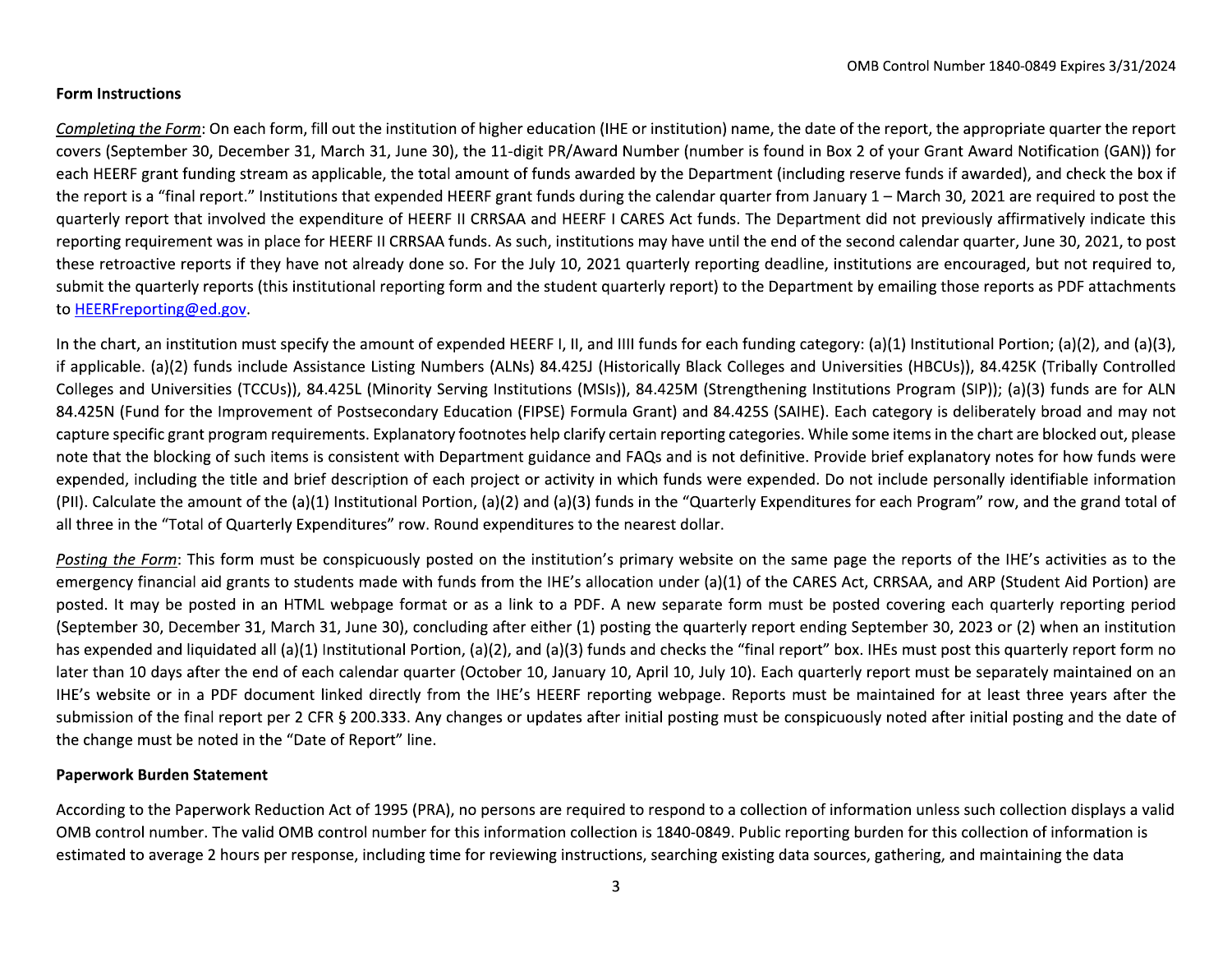**Form Instructions**

*Completing the Form*: On each form, fill out the institution of higher education (IHE or institution) name, the date of the report, the appropriate quarter the report covers (September 30, December 31, March 31, June 30), the 11-digit PR/Award Number (number is found in Box 2 of your Grant Award Notification (GAN)) for each HEERF grant funding stream as applicable, the total amount of funds awarded by the Department (including reserve funds if awarded), and check the box if the report is a "final report." Institutions that expended HEERF grant funds during the calendar quarter from January 1 – March 30, 2021 are required to post the quarterly report that involved the expenditure of HEERF II CRRSAA and HEERF I CARES Act funds. The Department did not previously affirmatively indicate this reporting requirement was in place for HEERF II CRRSAA funds. As such, institutions may have until the end of the second calendar quarter, June 30, 2021, to post these retroactive reports if they have not already done so. For the July 10, 2021 quarterly reporting deadline, institutions are encouraged, but not required to, submit the quarterly reports (this institutional reporting form and the student quarterly report) to the Department by emailing those reports as PDF attachments to HEERFreporting@ed.gov.

In the chart, an institution must specify the amount of expended HEERF I, II, and IIII funds for each funding category: (a)(1) Institutional Portion; (a)(2), and (a)(3), if applicable. (a)(2) funds include Assistance Listing Numbers (ALNs) 84.425J (Historically Black Colleges and Universities (HBCUs)), 84.425K (Tribally Controlled Colleges and Universities (TCCUs)), 84.425L (Minority Serving Institutions (MSIs)), 84.425M (Strengthening Institutions Program (SIP)); (a)(3) funds are for ALN 84.425N (Fund for the Improvement of Postsecondary Education (FIPSE) Formula Grant) and 84.425S (SAIHE). Each category is deliberately broad and may not capture specific grant program requirements. Explanatory footnotes help clarify certain reporting categories. While some items in the chart are blocked out, please note that the blocking of such items is consistent with Department guidance and FAQs and is not definitive. Provide brief explanatory notes for how funds were expended, including the title and brief description of each project or activity in which funds were expended. Do not include personally identifiable information (PII). Calculate the amount of the (a)(1) Institutional Portion, (a)(2) and (a)(3) funds in the "Quarterly Expenditures for each Program" row, and the grand total of all three in the "Total of Quarterly Expenditures" row. Round expenditures to the nearest dollar.

*Posting the Form*: This form must be conspicuously posted on the institution's primary website on the same page the reports of the IHE's activities as to the emergency financial aid grants to students made with funds from the IHE's allocation under (a)(1) of the CARES Act, CRRSAA, and ARP (Student Aid Portion) are posted. It may be posted in an HTML webpage format or as a link to a PDF. A new separate form must be posted covering each quarterly reporting period (September 30, December 31, March 31, June 30), concluding after either (1) posting the quarterly report ending September 30, 2023 or (2) when an institution has expended and liquidated all (a)(1) Institutional Portion, (a)(2), and (a)(3) funds and checks the "final report" box. IHEs must post this quarterly report form no later than 10 days after the end of each calendar quarter (October 10, January 10, April 10, July 10). Each quarterly report must be separately maintained on an IHE's website or in a PDF document linked directly from the IHE's HEERF reporting webpage. Reports must be maintained for at least three years after the submission of the final report per 2 CFR § 200.333. Any changes or updates after initial posting must be conspicuously noted after initial posting and the date of the change must be noted in the "Date of Report" line.

**Paperwork Burden Statement**

According to the Paperwork Reduction Act of 1995 (PRA), no persons are required to respond to a collection of information unless such collection displays a valid OMB control number. The valid OMB control number for this information collection is 1840-0849. Public reporting burden for this collection of information is estimated to average 2 hours per response, including time for reviewing instructions, searching existing data sources, gathering, and maintaining the data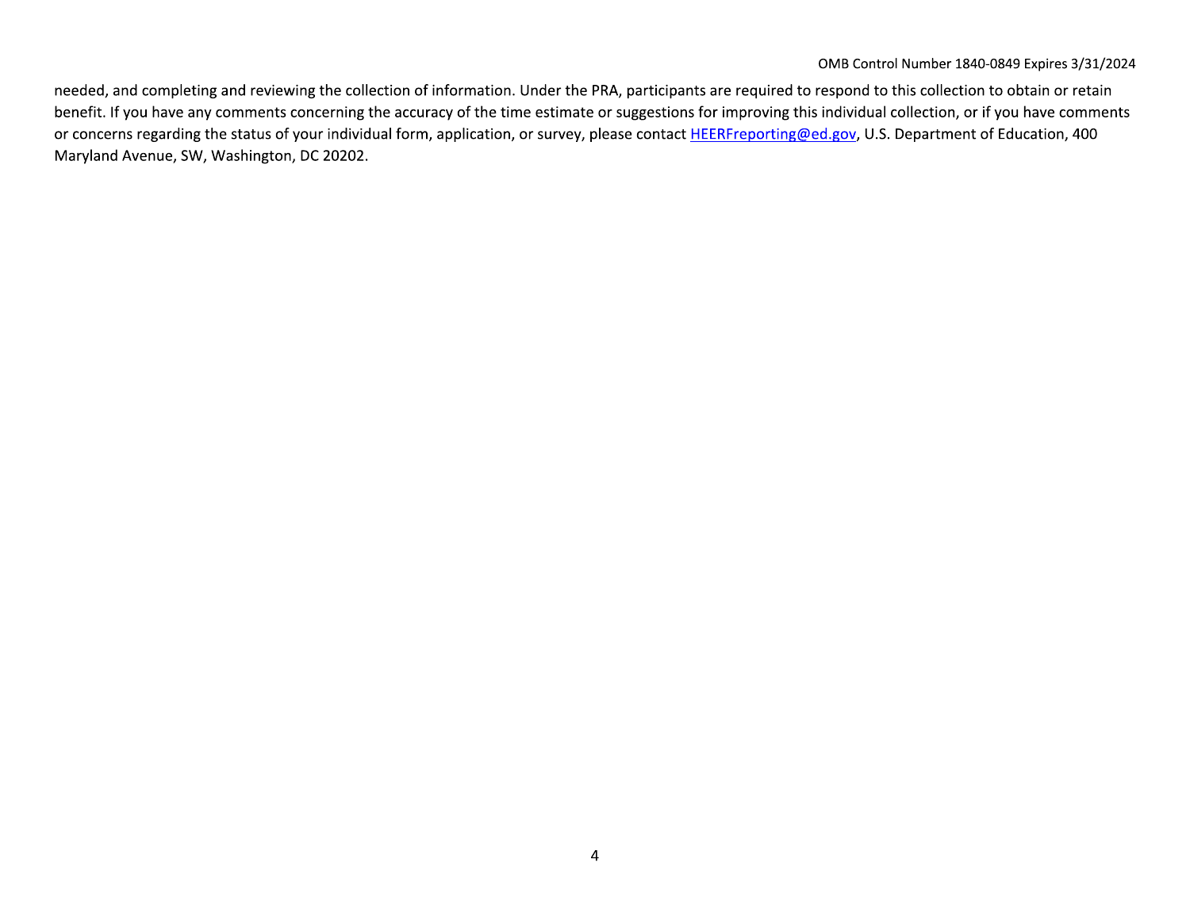needed, and completing and reviewing the collection of information. Under the PRA, participants are required to respond to this collection to obtain or retain benefit. If you have any comments concerning the accuracy of the time estimate or suggestions for improving this individual collection, or if you have comments or concerns regarding the status of your individual form, application, or survey, please contact HEERFreporting@ed.gov, U.S. Department of Education, 400 Maryland Avenue, SW, Washington, DC 20202.